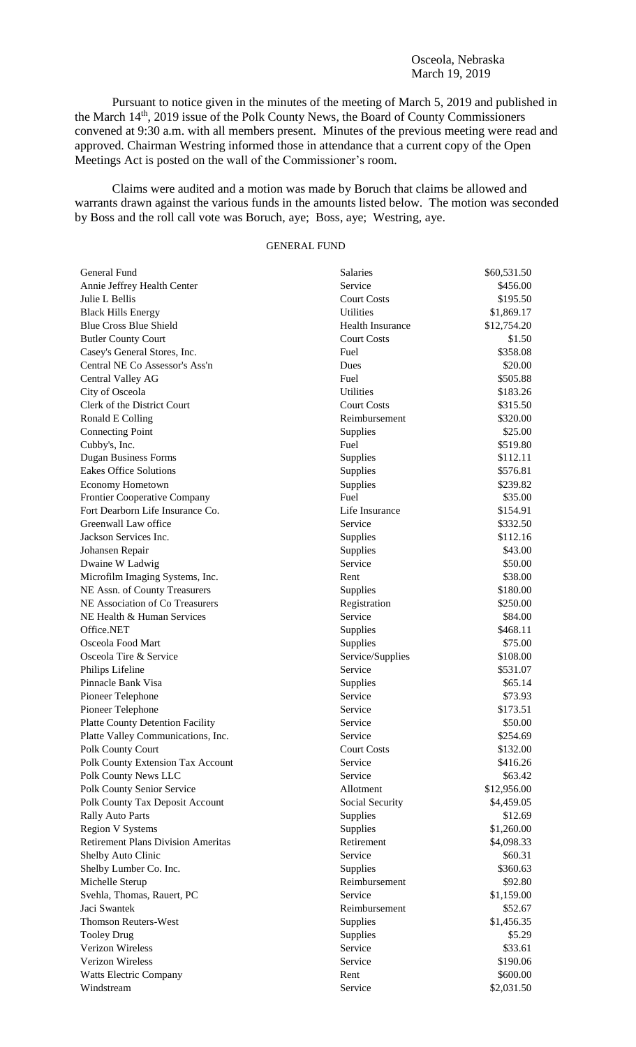Osceola, Nebraska
March 19, 2019

Pursuant to notice given in the minutes of the meeting of March 5, 2019 and published in the March 14th, 2019 issue of the Polk County News, the Board of County Commissioners convened at 9:30 a.m. with all members present. Minutes of the previous meeting were read and approved. Chairman Westring informed those in attendance that a current copy of the Open Meetings Act is posted on the wall of the Commissioner's room.

Claims were audited and a motion was made by Boruch that claims be allowed and warrants drawn against the various funds in the amounts listed below. The motion was seconded by Boss and the roll call vote was Boruch, aye; Boss, aye; Westring, aye.

GENERAL FUND

| | | |
|---|---|---|
| General Fund | Salaries | $60,531.50 |
| Annie Jeffrey Health Center | Service | $456.00 |
| Julie L Bellis | Court Costs | $195.50 |
| Black Hills Energy | Utilities | $1,869.17 |
| Blue Cross Blue Shield | Health Insurance | $12,754.20 |
| Butler County Court | Court Costs | $1.50 |
| Casey's General Stores, Inc. | Fuel | $358.08 |
| Central NE Co Assessor's Ass'n | Dues | $20.00 |
| Central Valley AG | Fuel | $505.88 |
| City of Osceola | Utilities | $183.26 |
| Clerk of the District Court | Court Costs | $315.50 |
| Ronald E Colling | Reimbursement | $320.00 |
| Connecting Point | Supplies | $25.00 |
| Cubby's, Inc. | Fuel | $519.80 |
| Dugan Business Forms | Supplies | $112.11 |
| Eakes Office Solutions | Supplies | $576.81 |
| Economy Hometown | Supplies | $239.82 |
| Frontier Cooperative Company | Fuel | $35.00 |
| Fort Dearborn Life Insurance Co. | Life Insurance | $154.91 |
| Greenwall Law office | Service | $332.50 |
| Jackson Services Inc. | Supplies | $112.16 |
| Johansen Repair | Supplies | $43.00 |
| Dwaine W Ladwig | Service | $50.00 |
| Microfilm Imaging Systems, Inc. | Rent | $38.00 |
| NE Assn. of County Treasurers | Supplies | $180.00 |
| NE Association of Co Treasurers | Registration | $250.00 |
| NE Health & Human Services | Service | $84.00 |
| Office.NET | Supplies | $468.11 |
| Osceola Food Mart | Supplies | $75.00 |
| Osceola Tire & Service | Service/Supplies | $108.00 |
| Philips Lifeline | Service | $531.07 |
| Pinnacle Bank Visa | Supplies | $65.14 |
| Pioneer Telephone | Service | $73.93 |
| Pioneer Telephone | Service | $173.51 |
| Platte County Detention Facility | Service | $50.00 |
| Platte Valley Communications, Inc. | Service | $254.69 |
| Polk County Court | Court Costs | $132.00 |
| Polk County Extension Tax Account | Service | $416.26 |
| Polk County News LLC | Service | $63.42 |
| Polk County Senior Service | Allotment | $12,956.00 |
| Polk County Tax Deposit Account | Social Security | $4,459.05 |
| Rally Auto Parts | Supplies | $12.69 |
| Region V Systems | Supplies | $1,260.00 |
| Retirement Plans Division Ameritas | Retirement | $4,098.33 |
| Shelby Auto Clinic | Service | $60.31 |
| Shelby Lumber Co. Inc. | Supplies | $360.63 |
| Michelle Sterup | Reimbursement | $92.80 |
| Svehla, Thomas, Rauert, PC | Service | $1,159.00 |
| Jaci Swantek | Reimbursement | $52.67 |
| Thomson Reuters-West | Supplies | $1,456.35 |
| Tooley Drug | Supplies | $5.29 |
| Verizon Wireless | Service | $33.61 |
| Verizon Wireless | Service | $190.06 |
| Watts Electric Company | Rent | $600.00 |
| Windstream | Service | $2,031.50 |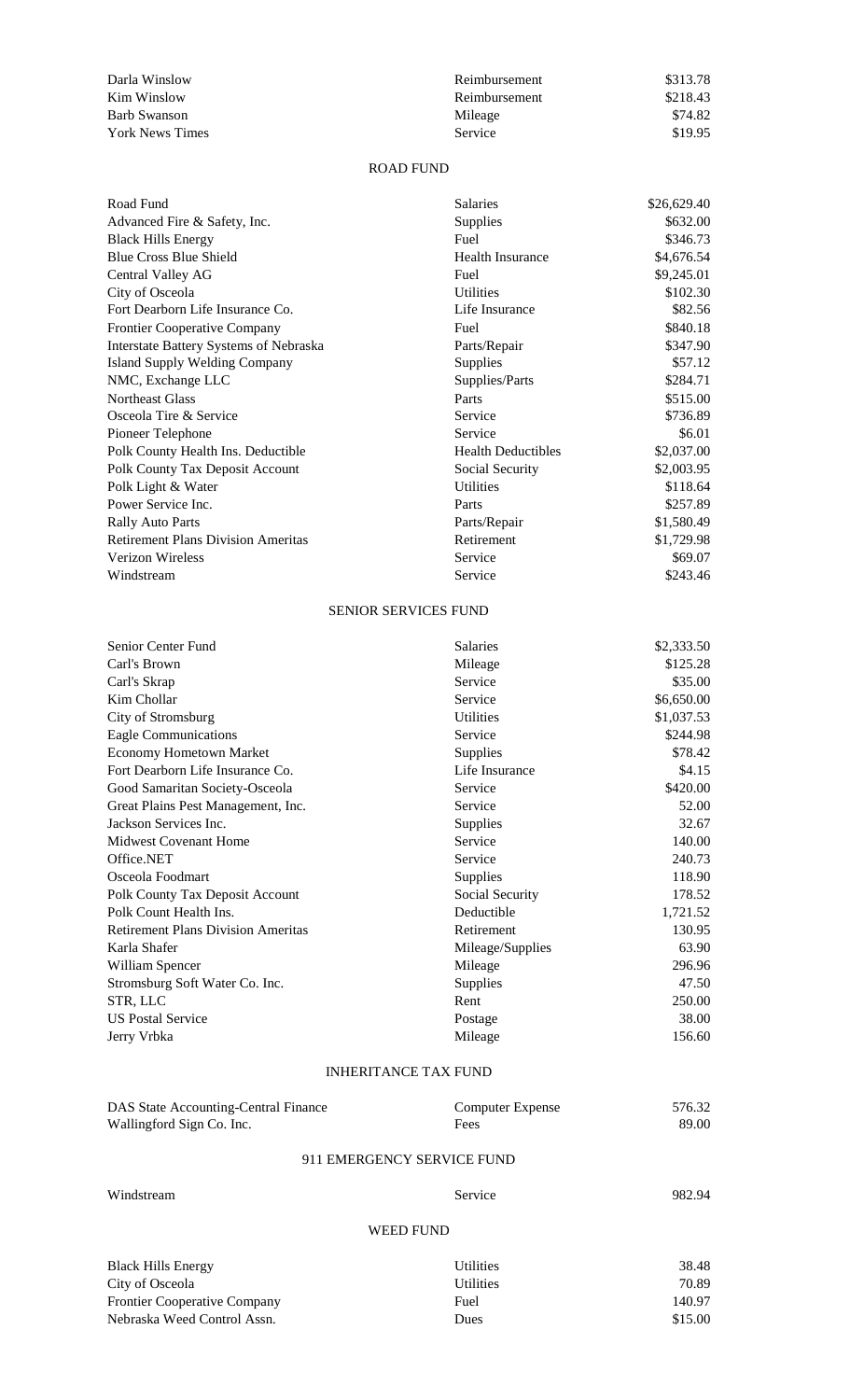| | | |
|---|---|---|
| Darla Winslow | Reimbursement | $313.78 |
| Kim Winslow | Reimbursement | $218.43 |
| Barb Swanson | Mileage | $74.82 |
| York News Times | Service | $19.95 |

## ROAD FUND

| | | |
|---|---|---|
| Road Fund | Salaries | $26,629.40 |
| Advanced Fire & Safety, Inc. | Supplies | $632.00 |
| Black Hills Energy | Fuel | $346.73 |
| Blue Cross Blue Shield | Health Insurance | $4,676.54 |
| Central Valley AG | Fuel | $9,245.01 |
| City of Osceola | Utilities | $102.30 |
| Fort Dearborn Life Insurance Co. | Life Insurance | $82.56 |
| Frontier Cooperative Company | Fuel | $840.18 |
| Interstate Battery Systems of Nebraska | Parts/Repair | $347.90 |
| Island Supply Welding Company | Supplies | $57.12 |
| NMC, Exchange LLC | Supplies/Parts | $284.71 |
| Northeast Glass | Parts | $515.00 |
| Osceola Tire & Service | Service | $736.89 |
| Pioneer Telephone | Service | $6.01 |
| Polk County Health Ins. Deductible | Health Deductibles | $2,037.00 |
| Polk County Tax Deposit Account | Social Security | $2,003.95 |
| Polk Light & Water | Utilities | $118.64 |
| Power Service Inc. | Parts | $257.89 |
| Rally Auto Parts | Parts/Repair | $1,580.49 |
| Retirement Plans Division Ameritas | Retirement | $1,729.98 |
| Verizon Wireless | Service | $69.07 |
| Windstream | Service | $243.46 |

## SENIOR SERVICES FUND

| | | |
|---|---|---|
| Senior Center Fund | Salaries | $2,333.50 |
| Carl's Brown | Mileage | $125.28 |
| Carl's Skrap | Service | $35.00 |
| Kim Chollar | Service | $6,650.00 |
| City of Stromsburg | Utilities | $1,037.53 |
| Eagle Communications | Service | $244.98 |
| Economy Hometown Market | Supplies | $78.42 |
| Fort Dearborn Life Insurance Co. | Life Insurance | $4.15 |
| Good Samaritan Society-Osceola | Service | $420.00 |
| Great Plains Pest Management, Inc. | Service | 52.00 |
| Jackson Services Inc. | Supplies | 32.67 |
| Midwest Covenant Home | Service | 140.00 |
| Office.NET | Service | 240.73 |
| Osceola Foodmart | Supplies | 118.90 |
| Polk County Tax Deposit Account | Social Security | 178.52 |
| Polk Count Health Ins. | Deductible | 1,721.52 |
| Retirement Plans Division Ameritas | Retirement | 130.95 |
| Karla Shafer | Mileage/Supplies | 63.90 |
| William Spencer | Mileage | 296.96 |
| Stromsburg Soft Water Co. Inc. | Supplies | 47.50 |
| STR, LLC | Rent | 250.00 |
| US Postal Service | Postage | 38.00 |
| Jerry Vrbka | Mileage | 156.60 |

## INHERITANCE TAX FUND

| | | |
|---|---|---|
| DAS State Accounting-Central Finance | Computer Expense | 576.32 |
| Wallingford Sign Co. Inc. | Fees | 89.00 |

## 911 EMERGENCY SERVICE FUND

| | | |
|---|---|---|
| Windstream | Service | 982.94 |

## WEED FUND

| | | |
|---|---|---|
| Black Hills Energy | Utilities | 38.48 |
| City of Osceola | Utilities | 70.89 |
| Frontier Cooperative Company | Fuel | 140.97 |
| Nebraska Weed Control Assn. | Dues | $15.00 |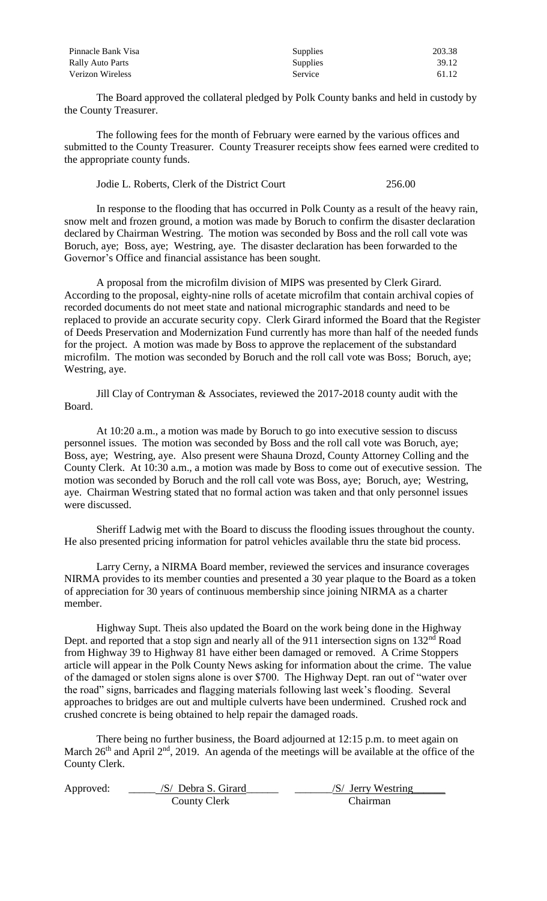| | | |
|---|---|---|
| Pinnacle Bank Visa | Supplies | 203.38 |
| Rally Auto Parts | Supplies | 39.12 |
| Verizon Wireless | Service | 61.12 |

The Board approved the collateral pledged by Polk County banks and held in custody by the County Treasurer.

The following fees for the month of February were earned by the various offices and submitted to the County Treasurer. County Treasurer receipts show fees earned were credited to the appropriate county funds.

Jodie L. Roberts, Clerk of the District Court 256.00

In response to the flooding that has occurred in Polk County as a result of the heavy rain, snow melt and frozen ground, a motion was made by Boruch to confirm the disaster declaration declared by Chairman Westring. The motion was seconded by Boss and the roll call vote was Boruch, aye; Boss, aye; Westring, aye. The disaster declaration has been forwarded to the Governor's Office and financial assistance has been sought.

A proposal from the microfilm division of MIPS was presented by Clerk Girard. According to the proposal, eighty-nine rolls of acetate microfilm that contain archival copies of recorded documents do not meet state and national micrographic standards and need to be replaced to provide an accurate security copy. Clerk Girard informed the Board that the Register of Deeds Preservation and Modernization Fund currently has more than half of the needed funds for the project. A motion was made by Boss to approve the replacement of the substandard microfilm. The motion was seconded by Boruch and the roll call vote was Boss; Boruch, aye; Westring, aye.

Jill Clay of Contryman & Associates, reviewed the 2017-2018 county audit with the Board.

At 10:20 a.m., a motion was made by Boruch to go into executive session to discuss personnel issues. The motion was seconded by Boss and the roll call vote was Boruch, aye; Boss, aye; Westring, aye. Also present were Shauna Drozd, County Attorney Colling and the County Clerk. At 10:30 a.m., a motion was made by Boss to come out of executive session. The motion was seconded by Boruch and the roll call vote was Boss, aye; Boruch, aye; Westring, aye. Chairman Westring stated that no formal action was taken and that only personnel issues were discussed.

Sheriff Ladwig met with the Board to discuss the flooding issues throughout the county. He also presented pricing information for patrol vehicles available thru the state bid process.

Larry Cerny, a NIRMA Board member, reviewed the services and insurance coverages NIRMA provides to its member counties and presented a 30 year plaque to the Board as a token of appreciation for 30 years of continuous membership since joining NIRMA as a charter member.

Highway Supt. Theis also updated the Board on the work being done in the Highway Dept. and reported that a stop sign and nearly all of the 911 intersection signs on 132nd Road from Highway 39 to Highway 81 have either been damaged or removed. A Crime Stoppers article will appear in the Polk County News asking for information about the crime. The value of the damaged or stolen signs alone is over $700. The Highway Dept. ran out of "water over the road" signs, barricades and flagging materials following last week's flooding. Several approaches to bridges are out and multiple culverts have been undermined. Crushed rock and crushed concrete is being obtained to help repair the damaged roads.

There being no further business, the Board adjourned at 12:15 p.m. to meet again on March 26th and April 2nd, 2019. An agenda of the meetings will be available at the office of the County Clerk.

Approved: /S/ Debra S. Girard /S/ Jerry Westring

County Clerk Chairman